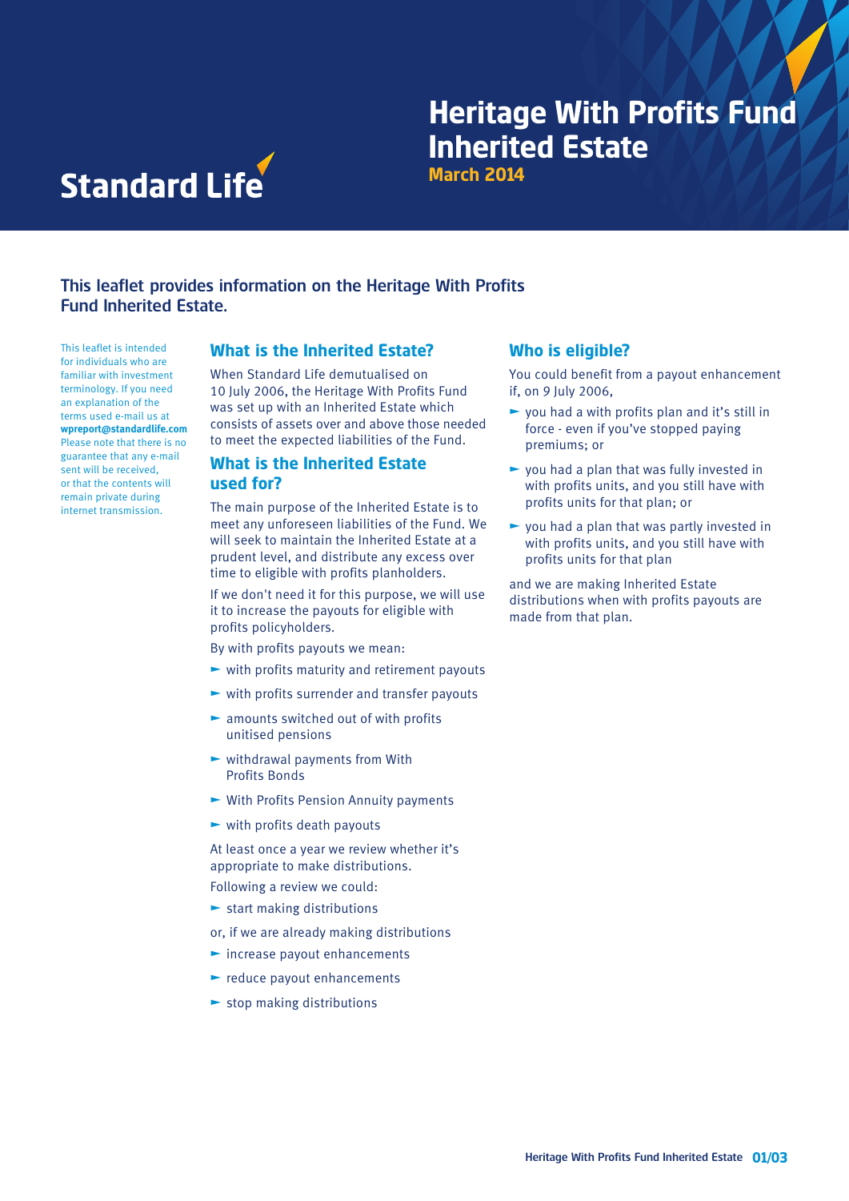Standard Life

# Heritage With Profits Fund Inherited Estate

**March 2014**

## This leaflet provides information on the Heritage With Profits Fund Inherited Estate.

This leaflet is intended for individuals who are familiar with investment terminology. If you need an explanation of the terms used e-mail us at **wpreport@standardlife.com** Please note that there is no guarantee that any e-mail sent will be received, or that the contents will remain private during internet transmission.

### What is the Inherited Estate?

When Standard Life demutualised on 10 July 2006, the Heritage With Profits Fund was set up with an Inherited Estate which consists of assets over and above those needed to meet the expected liabilities of the Fund.

### What is the Inherited Estate used for?

The main purpose of the Inherited Estate is to meet any unforeseen liabilities of the Fund. We will seek to maintain the Inherited Estate at a prudent level, and distribute any excess over time to eligible with profits planholders.

If we don't need it for this purpose, we will use it to increase the payouts for eligible with profits policyholders.

By with profits payouts we mean:

- with profits maturity and retirement payouts
- with profits surrender and transfer payouts
- amounts switched out of with profits unitised pensions
- withdrawal payments from With Profits Bonds
- With Profits Pension Annuity payments
- with profits death payouts

At least once a year we review whether it's appropriate to make distributions.

Following a review we could:

- start making distributions

or, if we are already making distributions

- increase payout enhancements
- reduce payout enhancements
- stop making distributions

### Who is eligible?

You could benefit from a payout enhancement if, on 9 July 2006,

- you had a with profits plan and it's still in force - even if you've stopped paying premiums; or
- you had a plan that was fully invested in with profits units, and you still have with profits units for that plan; or
- you had a plan that was partly invested in with profits units, and you still have with profits units for that plan

and we are making Inherited Estate distributions when with profits payouts are made from that plan.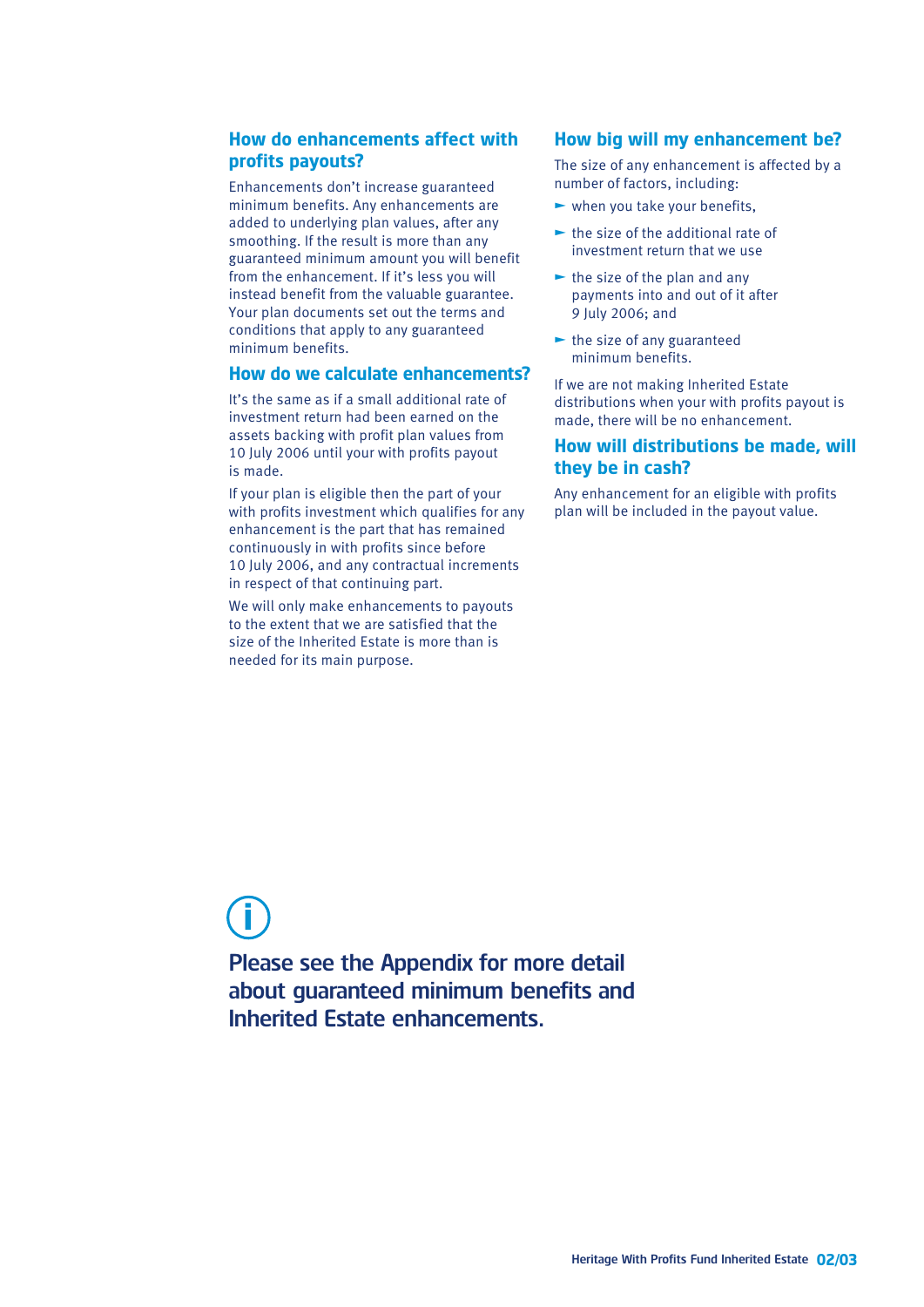## How do enhancements affect with profits payouts?

Enhancements don't increase guaranteed minimum benefits. Any enhancements are added to underlying plan values, after any smoothing. If the result is more than any guaranteed minimum amount you will benefit from the enhancement. If it's less you will instead benefit from the valuable guarantee. Your plan documents set out the terms and conditions that apply to any guaranteed minimum benefits.

## How do we calculate enhancements?

It's the same as if a small additional rate of investment return had been earned on the assets backing with profit plan values from 10 July 2006 until your with profits payout is made.

If your plan is eligible then the part of your with profits investment which qualifies for any enhancement is the part that has remained continuously in with profits since before 10 July 2006, and any contractual increments in respect of that continuing part.

We will only make enhancements to payouts to the extent that we are satisfied that the size of the Inherited Estate is more than is needed for its main purpose.

## How big will my enhancement be?

The size of any enhancement is affected by a number of factors, including:

- when you take your benefits,
- the size of the additional rate of investment return that we use
- the size of the plan and any payments into and out of it after 9 July 2006; and
- the size of any guaranteed minimum benefits.

If we are not making Inherited Estate distributions when your with profits payout is made, there will be no enhancement.

## How will distributions be made, will they be in cash?

Any enhancement for an eligible with profits plan will be included in the payout value.

**Please see the Appendix for more detail about guaranteed minimum benefits and Inherited Estate enhancements.**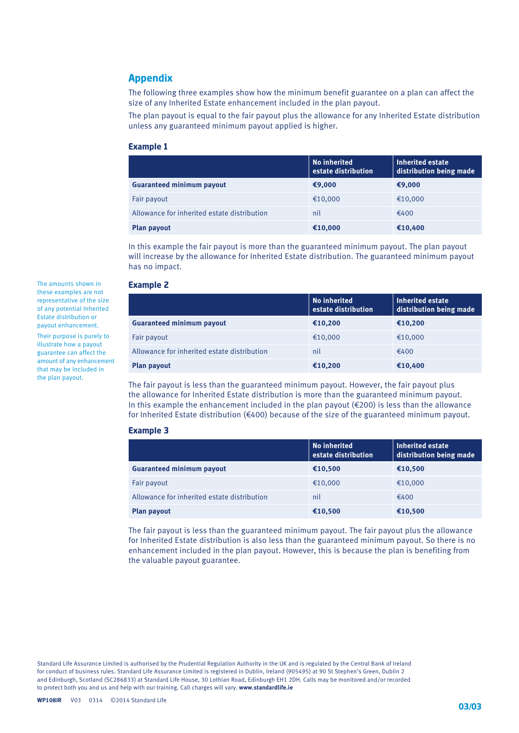## Appendix

The following three examples show how the minimum benefit guarantee on a plan can affect the size of any Inherited Estate enhancement included in the plan payout.

The plan payout is equal to the fair payout plus the allowance for any Inherited Estate distribution unless any guaranteed minimum payout applied is higher.

### Example 1

| | No inherited estate distribution | Inherited estate distribution being made |
|---|---|---|
| **Guaranteed minimum payout** | **€9,000** | **€9,000** |
| Fair payout | €10,000 | €10,000 |
| Allowance for inherited estate distribution | nil | €400 |
| **Plan payout** | **€10,000** | **€10,400** |

In this example the fair payout is more than the guaranteed minimum payout. The plan payout will increase by the allowance for Inherited Estate distribution. The guaranteed minimum payout has no impact.

The amounts shown in these examples are not representative of the size of any potential Inherited Estate distribution or payout enhancement.

Their purpose is purely to illustrate how a payout guarantee can affect the amount of any enhancement that may be included in the plan payout.

### Example 2

| | No inherited estate distribution | Inherited estate distribution being made |
|---|---|---|
| **Guaranteed minimum payout** | **€10,200** | **€10,200** |
| Fair payout | €10,000 | €10,000 |
| Allowance for inherited estate distribution | nil | €400 |
| **Plan payout** | **€10,200** | **€10,400** |

The fair payout is less than the guaranteed minimum payout. However, the fair payout plus the allowance for Inherited Estate distribution is more than the guaranteed minimum payout. In this example the enhancement included in the plan payout (€200) is less than the allowance for Inherited Estate distribution (€400) because of the size of the guaranteed minimum payout.

### Example 3

| | No inherited estate distribution | Inherited estate distribution being made |
|---|---|---|
| **Guaranteed minimum payout** | **€10,500** | **€10,500** |
| Fair payout | €10,000 | €10,000 |
| Allowance for inherited estate distribution | nil | €400 |
| **Plan payout** | **€10,500** | **€10,500** |

The fair payout is less than the guaranteed minimum payout. The fair payout plus the allowance for Inherited Estate distribution is also less than the guaranteed minimum payout. So there is no enhancement included in the plan payout. However, this is because the plan is benefiting from the valuable payout guarantee.

Standard Life Assurance Limited is authorised by the Prudential Regulation Authority in the UK and is regulated by the Central Bank of Ireland for conduct of business rules. Standard Life Assurance Limited is registered in Dublin, Ireland (905495) at 90 St Stephen's Green, Dublin 2 and Edinburgh, Scotland (SC286833) at Standard Life House, 30 Lothian Road, Edinburgh EH1 2DH. Calls may be monitored and/or recorded to protect both you and us and help with our training. Call charges will vary. **www.standardlife.ie**

**WP108IR** V03 0314 ©2014 Standard Life